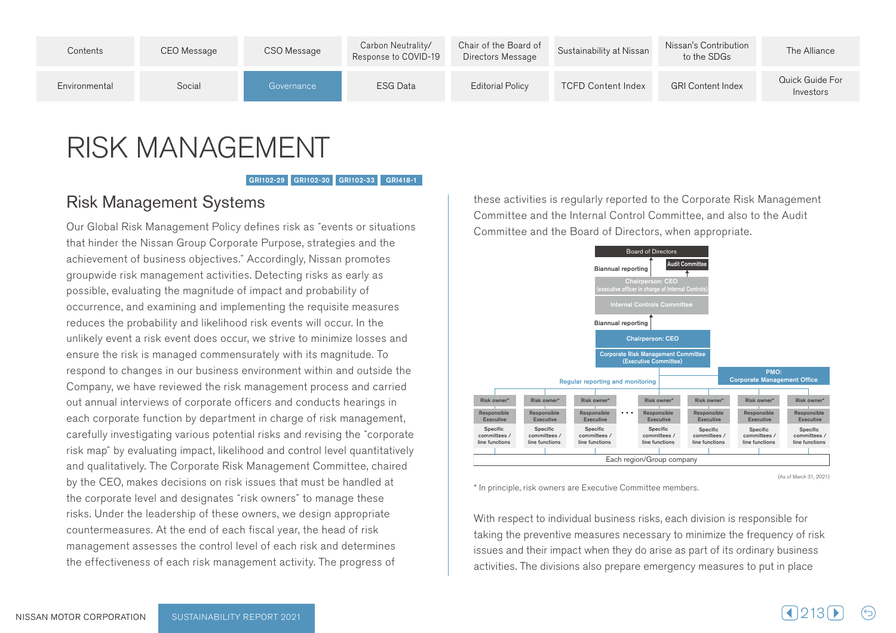# RISK MANAGEMENT

GRI102-29 GRI102-30 GRI102-33 GRI418-1

## Risk Management Systems

Our Global Risk Management Policy defines risk as "events or situations that hinder the Nissan Group Corporate Purpose, strategies and the achievement of business objectives." Accordingly, Nissan promotes groupwide risk management activities. Detecting risks as early as possible, evaluating the magnitude of impact and probability of occurrence, and examining and implementing the requisite measures reduces the probability and likelihood risk events will occur. In the unlikely event a risk event does occur, we strive to minimize losses and ensure the risk is managed commensurately with its magnitude. To respond to changes in our business environment within and outside the Company, we have reviewed the risk management process and carried out annual interviews of corporate officers and conducts hearings in each corporate function by department in charge of risk management, carefully investigating various potential risks and revising the "corporate risk map" by evaluating impact, likelihood and control level quantitatively and qualitatively. The Corporate Risk Management Committee, chaired by the CEO, makes decisions on risk issues that must be handled at the corporate level and designates "risk owners" to manage these risks. Under the leadership of these owners, we design appropriate countermeasures. At the end of each fiscal year, the head of risk management assesses the control level of each risk and determines the effectiveness of each risk management activity. The progress of these activities is regularly reported to the Corporate Risk Management Committee and the Internal Control Committee, and also to the Audit Committee and the Board of Directors, when appropriate.

Board of Directors
Audit Committee
Biannual reporting
Chairperson: CEO (executive officer in charge of Internal Controls)
Internal Controls Committee
Biannual reporting
Chairperson: CEO
Corporate Risk Management Committee (Executive Committee)
Regular reporting and monitoring
PMO: Corporate Management Office
Risk owner* / Responsible Executive / Specific committees / line functions (multiple)
Each region/Group company

(As of March 31, 2021)

\* In principle, risk owners are Executive Committee members.

With respect to individual business risks, each division is responsible for taking the preventive measures necessary to minimize the frequency of risk issues and their impact when they do arise as part of its ordinary business activities. The divisions also prepare emergency measures to put in place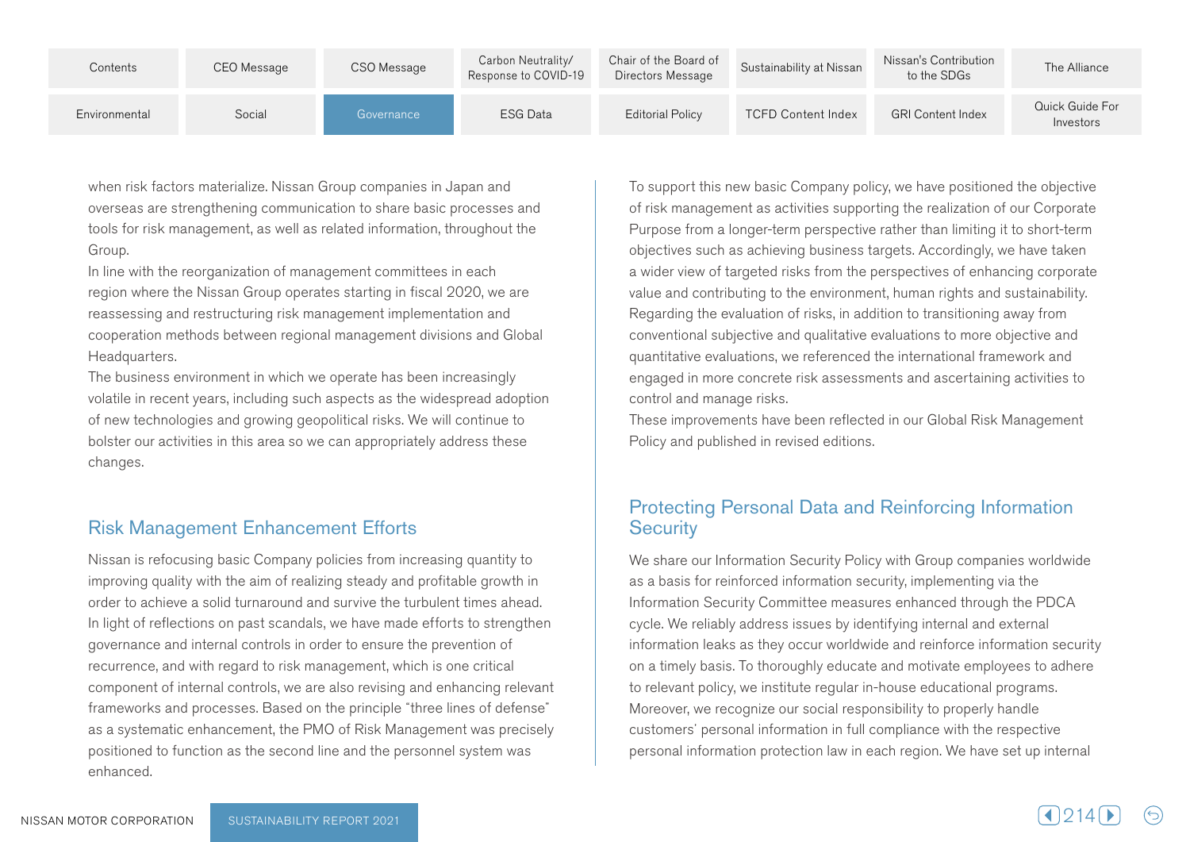when risk factors materialize. Nissan Group companies in Japan and overseas are strengthening communication to share basic processes and tools for risk management, as well as related information, throughout the Group.

In line with the reorganization of management committees in each region where the Nissan Group operates starting in fiscal 2020, we are reassessing and restructuring risk management implementation and cooperation methods between regional management divisions and Global Headquarters.

The business environment in which we operate has been increasingly volatile in recent years, including such aspects as the widespread adoption of new technologies and growing geopolitical risks. We will continue to bolster our activities in this area so we can appropriately address these changes.

## Risk Management Enhancement Efforts

Nissan is refocusing basic Company policies from increasing quantity to improving quality with the aim of realizing steady and profitable growth in order to achieve a solid turnaround and survive the turbulent times ahead. In light of reflections on past scandals, we have made efforts to strengthen governance and internal controls in order to ensure the prevention of recurrence, and with regard to risk management, which is one critical component of internal controls, we are also revising and enhancing relevant frameworks and processes. Based on the principle "three lines of defense" as a systematic enhancement, the PMO of Risk Management was precisely positioned to function as the second line and the personnel system was enhanced.

To support this new basic Company policy, we have positioned the objective of risk management as activities supporting the realization of our Corporate Purpose from a longer-term perspective rather than limiting it to short-term objectives such as achieving business targets. Accordingly, we have taken a wider view of targeted risks from the perspectives of enhancing corporate value and contributing to the environment, human rights and sustainability. Regarding the evaluation of risks, in addition to transitioning away from conventional subjective and qualitative evaluations to more objective and quantitative evaluations, we referenced the international framework and engaged in more concrete risk assessments and ascertaining activities to control and manage risks.

These improvements have been reflected in our Global Risk Management Policy and published in revised editions.

## Protecting Personal Data and Reinforcing Information Security

We share our Information Security Policy with Group companies worldwide as a basis for reinforced information security, implementing via the Information Security Committee measures enhanced through the PDCA cycle. We reliably address issues by identifying internal and external information leaks as they occur worldwide and reinforce information security on a timely basis. To thoroughly educate and motivate employees to adhere to relevant policy, we institute regular in-house educational programs. Moreover, we recognize our social responsibility to properly handle customers' personal information in full compliance with the respective personal information protection law in each region. We have set up internal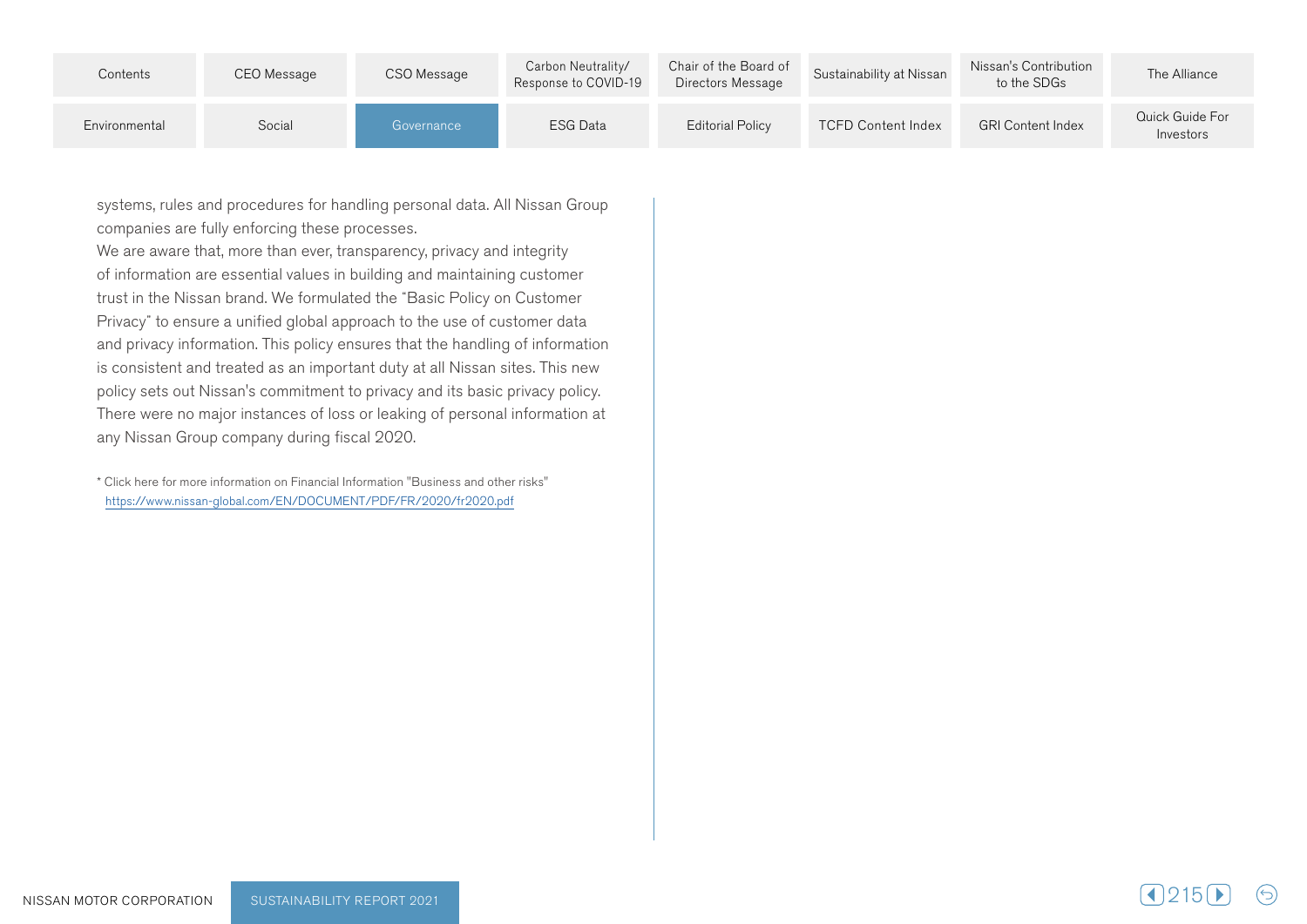systems, rules and procedures for handling personal data. All Nissan Group companies are fully enforcing these processes.

We are aware that, more than ever, transparency, privacy and integrity of information are essential values in building and maintaining customer trust in the Nissan brand. We formulated the "Basic Policy on Customer Privacy" to ensure a unified global approach to the use of customer data and privacy information. This policy ensures that the handling of information is consistent and treated as an important duty at all Nissan sites. This new policy sets out Nissan's commitment to privacy and its basic privacy policy.

There were no major instances of loss or leaking of personal information at any Nissan Group company during fiscal 2020.

* Click here for more information on Financial Information "Business and other risks"
https://www.nissan-global.com/EN/DOCUMENT/PDF/FR/2020/fr2020.pdf